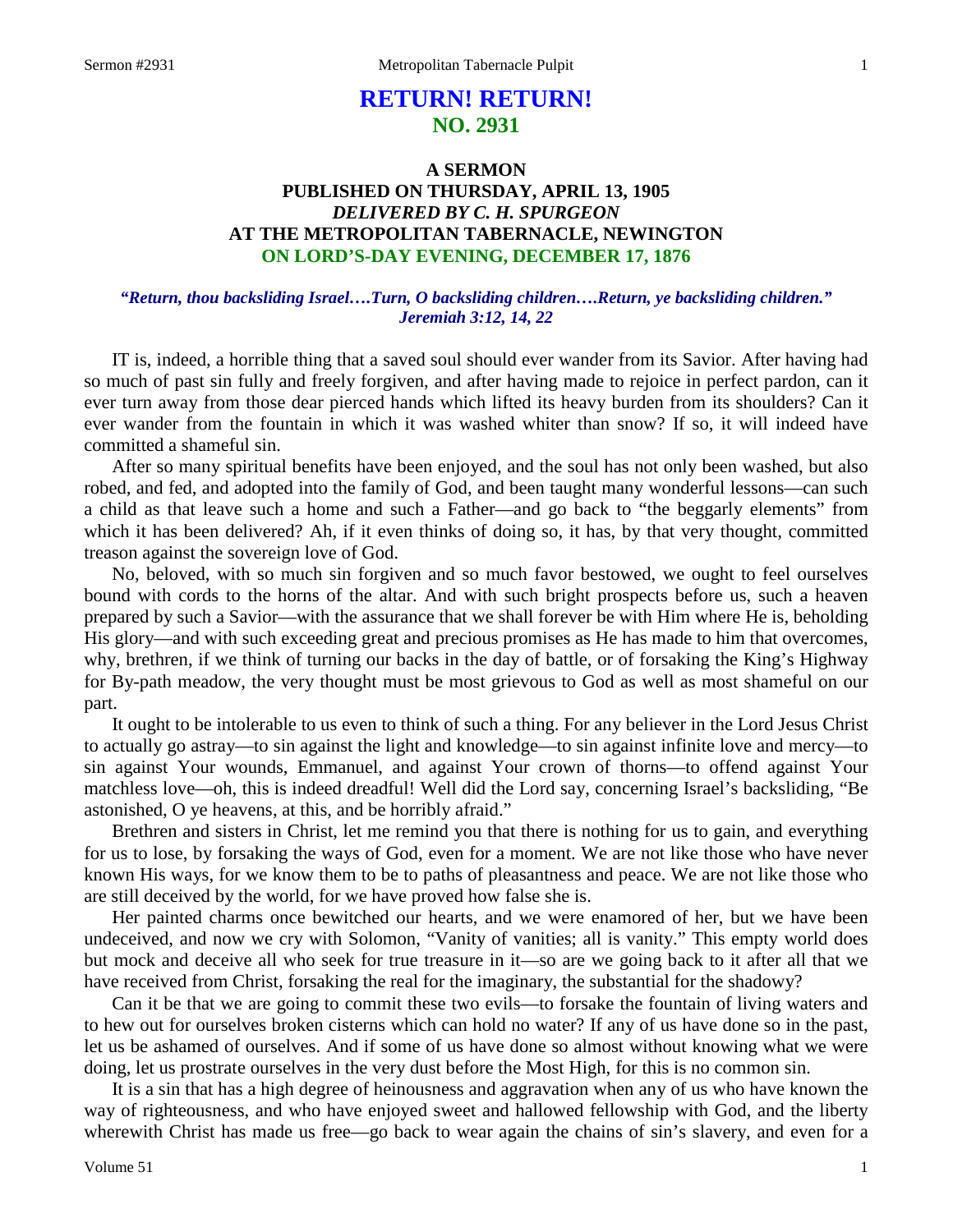# RETURN! RETURN!
## NO. 2931

### A SERMON
### PUBLISHED ON THURSDAY, APRIL 13, 1905
### *DELIVERED BY C. H. SPURGEON*
### AT THE METROPOLITAN TABERNACLE, NEWINGTON
### ON LORD'S-DAY EVENING, DECEMBER 17, 1876

***"Return, thou backsliding Israel….Turn, O backsliding children….Return, ye backsliding children." Jeremiah 3:12, 14, 22***

IT is, indeed, a horrible thing that a saved soul should ever wander from its Savior. After having had so much of past sin fully and freely forgiven, and after having made to rejoice in perfect pardon, can it ever turn away from those dear pierced hands which lifted its heavy burden from its shoulders? Can it ever wander from the fountain in which it was washed whiter than snow? If so, it will indeed have committed a shameful sin.

After so many spiritual benefits have been enjoyed, and the soul has not only been washed, but also robed, and fed, and adopted into the family of God, and been taught many wonderful lessons—can such a child as that leave such a home and such a Father—and go back to "the beggarly elements" from which it has been delivered? Ah, if it even thinks of doing so, it has, by that very thought, committed treason against the sovereign love of God.

No, beloved, with so much sin forgiven and so much favor bestowed, we ought to feel ourselves bound with cords to the horns of the altar. And with such bright prospects before us, such a heaven prepared by such a Savior—with the assurance that we shall forever be with Him where He is, beholding His glory—and with such exceeding great and precious promises as He has made to him that overcomes, why, brethren, if we think of turning our backs in the day of battle, or of forsaking the King's Highway for By-path meadow, the very thought must be most grievous to God as well as most shameful on our part.

It ought to be intolerable to us even to think of such a thing. For any believer in the Lord Jesus Christ to actually go astray—to sin against the light and knowledge—to sin against infinite love and mercy—to sin against Your wounds, Emmanuel, and against Your crown of thorns—to offend against Your matchless love—oh, this is indeed dreadful! Well did the Lord say, concerning Israel's backsliding, "Be astonished, O ye heavens, at this, and be horribly afraid."

Brethren and sisters in Christ, let me remind you that there is nothing for us to gain, and everything for us to lose, by forsaking the ways of God, even for a moment. We are not like those who have never known His ways, for we know them to be to paths of pleasantness and peace. We are not like those who are still deceived by the world, for we have proved how false she is.

Her painted charms once bewitched our hearts, and we were enamored of her, but we have been undeceived, and now we cry with Solomon, "Vanity of vanities; all is vanity." This empty world does but mock and deceive all who seek for true treasure in it—so are we going back to it after all that we have received from Christ, forsaking the real for the imaginary, the substantial for the shadowy?

Can it be that we are going to commit these two evils—to forsake the fountain of living waters and to hew out for ourselves broken cisterns which can hold no water? If any of us have done so in the past, let us be ashamed of ourselves. And if some of us have done so almost without knowing what we were doing, let us prostrate ourselves in the very dust before the Most High, for this is no common sin.

It is a sin that has a high degree of heinousness and aggravation when any of us who have known the way of righteousness, and who have enjoyed sweet and hallowed fellowship with God, and the liberty wherewith Christ has made us free—go back to wear again the chains of sin's slavery, and even for a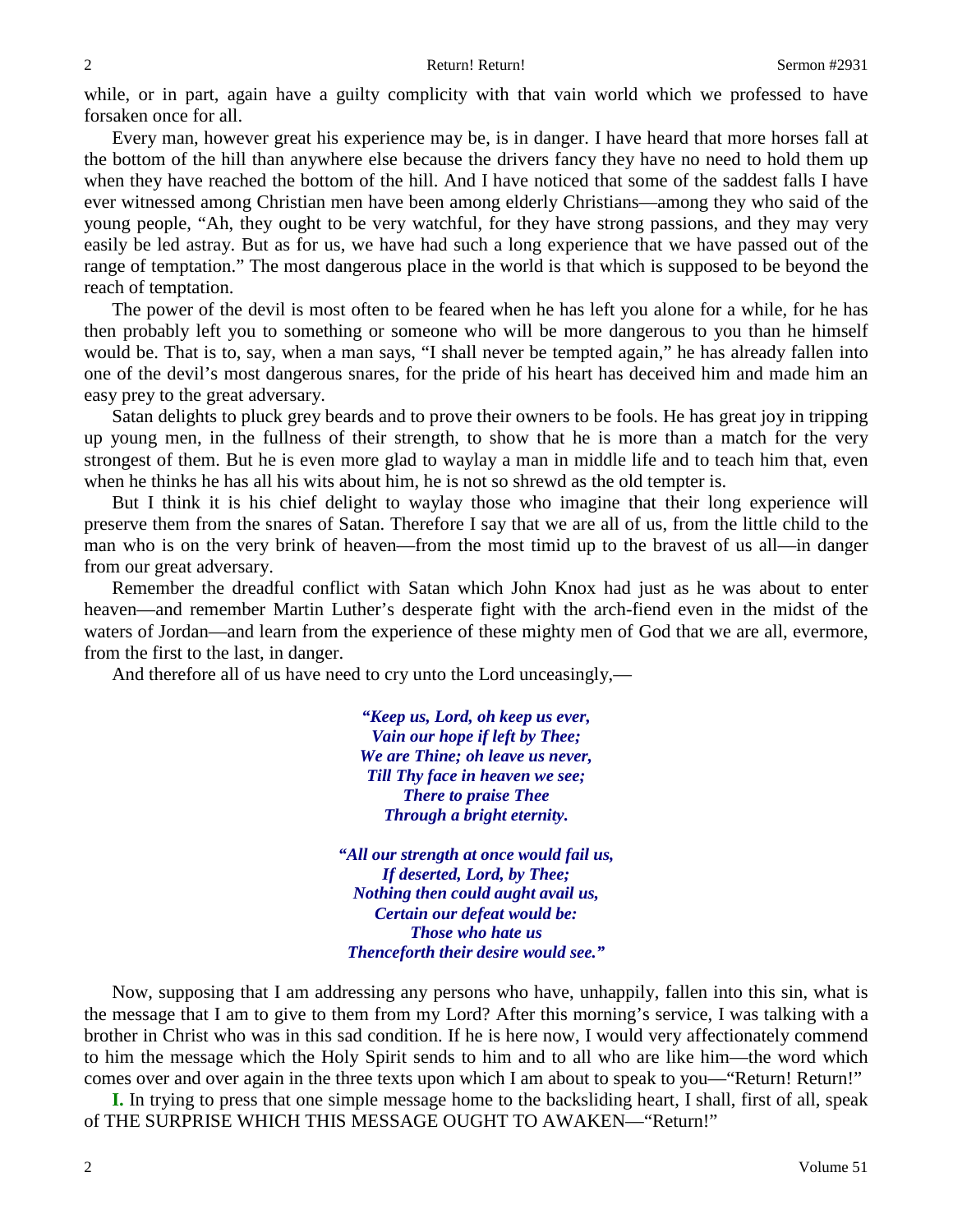while, or in part, again have a guilty complicity with that vain world which we professed to have forsaken once for all.

Every man, however great his experience may be, is in danger. I have heard that more horses fall at the bottom of the hill than anywhere else because the drivers fancy they have no need to hold them up when they have reached the bottom of the hill. And I have noticed that some of the saddest falls I have ever witnessed among Christian men have been among elderly Christians—among they who said of the young people, "Ah, they ought to be very watchful, for they have strong passions, and they may very easily be led astray. But as for us, we have had such a long experience that we have passed out of the range of temptation." The most dangerous place in the world is that which is supposed to be beyond the reach of temptation.

The power of the devil is most often to be feared when he has left you alone for a while, for he has then probably left you to something or someone who will be more dangerous to you than he himself would be. That is to, say, when a man says, "I shall never be tempted again," he has already fallen into one of the devil's most dangerous snares, for the pride of his heart has deceived him and made him an easy prey to the great adversary.

Satan delights to pluck grey beards and to prove their owners to be fools. He has great joy in tripping up young men, in the fullness of their strength, to show that he is more than a match for the very strongest of them. But he is even more glad to waylay a man in middle life and to teach him that, even when he thinks he has all his wits about him, he is not so shrewd as the old tempter is.

But I think it is his chief delight to waylay those who imagine that their long experience will preserve them from the snares of Satan. Therefore I say that we are all of us, from the little child to the man who is on the very brink of heaven—from the most timid up to the bravest of us all—in danger from our great adversary.

Remember the dreadful conflict with Satan which John Knox had just as he was about to enter heaven—and remember Martin Luther's desperate fight with the arch-fiend even in the midst of the waters of Jordan—and learn from the experience of these mighty men of God that we are all, evermore, from the first to the last, in danger.

And therefore all of us have need to cry unto the Lord unceasingly,—

> ***"Keep us, Lord, oh keep us ever,***
> ***Vain our hope if left by Thee;***
> ***We are Thine; oh leave us never,***
> ***Till Thy face in heaven we see;***
> ***There to praise Thee***
> ***Through a bright eternity.***
>
> ***"All our strength at once would fail us,***
> ***If deserted, Lord, by Thee;***
> ***Nothing then could aught avail us,***
> ***Certain our defeat would be:***
> ***Those who hate us***
> ***Thenceforth their desire would see."***

Now, supposing that I am addressing any persons who have, unhappily, fallen into this sin, what is the message that I am to give to them from my Lord? After this morning's service, I was talking with a brother in Christ who was in this sad condition. If he is here now, I would very affectionately commend to him the message which the Holy Spirit sends to him and to all who are like him—the word which comes over and over again in the three texts upon which I am about to speak to you—"Return! Return!"

**I.** In trying to press that one simple message home to the backsliding heart, I shall, first of all, speak of THE SURPRISE WHICH THIS MESSAGE OUGHT TO AWAKEN—"Return!"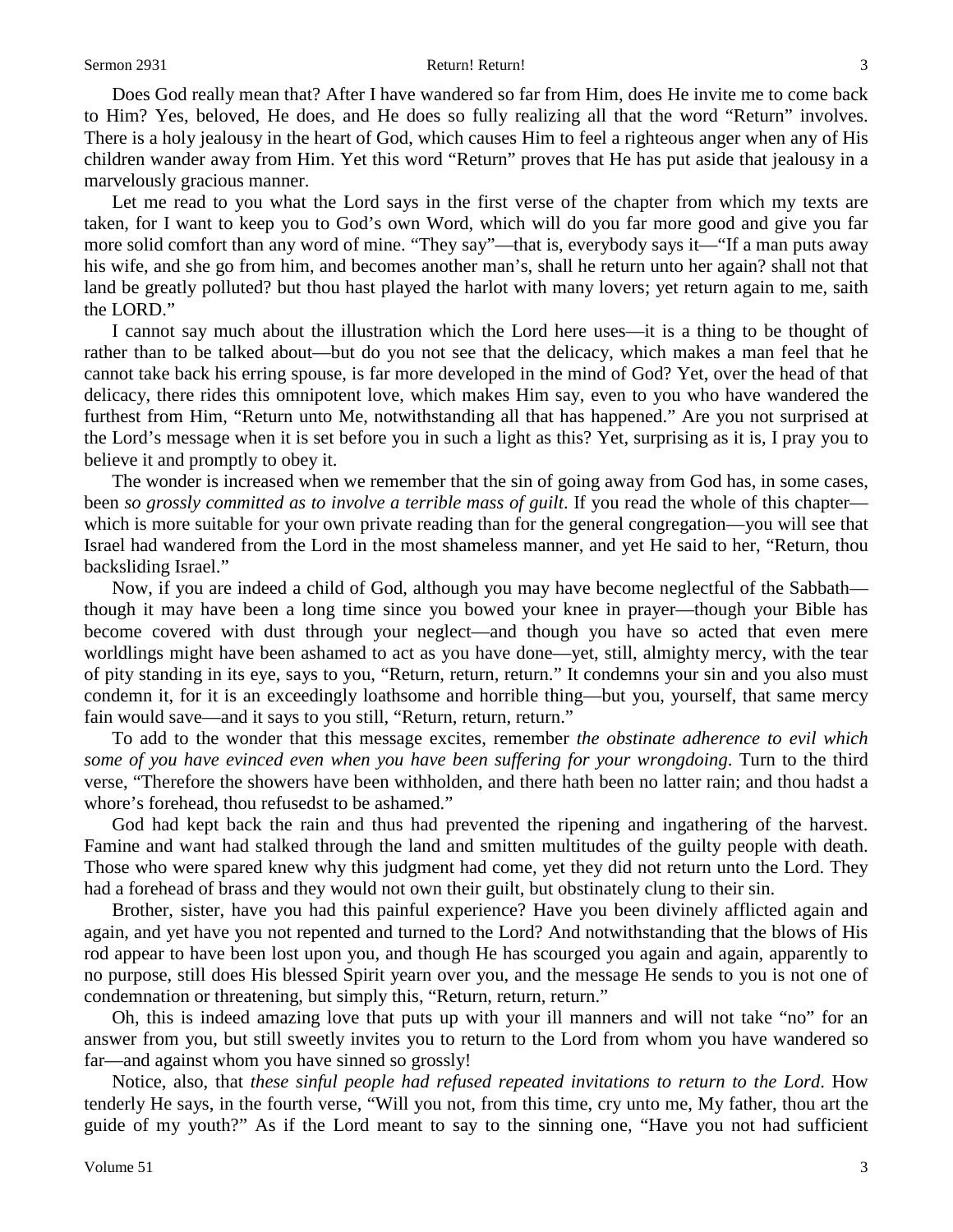Does God really mean that? After I have wandered so far from Him, does He invite me to come back to Him? Yes, beloved, He does, and He does so fully realizing all that the word "Return" involves. There is a holy jealousy in the heart of God, which causes Him to feel a righteous anger when any of His children wander away from Him. Yet this word "Return" proves that He has put aside that jealousy in a marvelously gracious manner.

Let me read to you what the Lord says in the first verse of the chapter from which my texts are taken, for I want to keep you to God's own Word, which will do you far more good and give you far more solid comfort than any word of mine. "They say"—that is, everybody says it—"If a man puts away his wife, and she go from him, and becomes another man's, shall he return unto her again? shall not that land be greatly polluted? but thou hast played the harlot with many lovers; yet return again to me, saith the LORD."

I cannot say much about the illustration which the Lord here uses—it is a thing to be thought of rather than to be talked about—but do you not see that the delicacy, which makes a man feel that he cannot take back his erring spouse, is far more developed in the mind of God? Yet, over the head of that delicacy, there rides this omnipotent love, which makes Him say, even to you who have wandered the furthest from Him, "Return unto Me, notwithstanding all that has happened." Are you not surprised at the Lord's message when it is set before you in such a light as this? Yet, surprising as it is, I pray you to believe it and promptly to obey it.

The wonder is increased when we remember that the sin of going away from God has, in some cases, been *so grossly committed as to involve a terrible mass of guilt*. If you read the whole of this chapter—which is more suitable for your own private reading than for the general congregation—you will see that Israel had wandered from the Lord in the most shameless manner, and yet He said to her, "Return, thou backsliding Israel."

Now, if you are indeed a child of God, although you may have become neglectful of the Sabbath—though it may have been a long time since you bowed your knee in prayer—though your Bible has become covered with dust through your neglect—and though you have so acted that even mere worldlings might have been ashamed to act as you have done—yet, still, almighty mercy, with the tear of pity standing in its eye, says to you, "Return, return, return." It condemns your sin and you also must condemn it, for it is an exceedingly loathsome and horrible thing—but you, yourself, that same mercy fain would save—and it says to you still, "Return, return, return."

To add to the wonder that this message excites, remember *the obstinate adherence to evil which some of you have evinced even when you have been suffering for your wrongdoing*. Turn to the third verse, "Therefore the showers have been withholden, and there hath been no latter rain; and thou hadst a whore's forehead, thou refusedst to be ashamed."

God had kept back the rain and thus had prevented the ripening and ingathering of the harvest. Famine and want had stalked through the land and smitten multitudes of the guilty people with death. Those who were spared knew why this judgment had come, yet they did not return unto the Lord. They had a forehead of brass and they would not own their guilt, but obstinately clung to their sin.

Brother, sister, have you had this painful experience? Have you been divinely afflicted again and again, and yet have you not repented and turned to the Lord? And notwithstanding that the blows of His rod appear to have been lost upon you, and though He has scourged you again and again, apparently to no purpose, still does His blessed Spirit yearn over you, and the message He sends to you is not one of condemnation or threatening, but simply this, "Return, return, return."

Oh, this is indeed amazing love that puts up with your ill manners and will not take "no" for an answer from you, but still sweetly invites you to return to the Lord from whom you have wandered so far—and against whom you have sinned so grossly!

Notice, also, that *these sinful people had refused repeated invitations to return to the Lord*. How tenderly He says, in the fourth verse, "Will you not, from this time, cry unto me, My father, thou art the guide of my youth?" As if the Lord meant to say to the sinning one, "Have you not had sufficient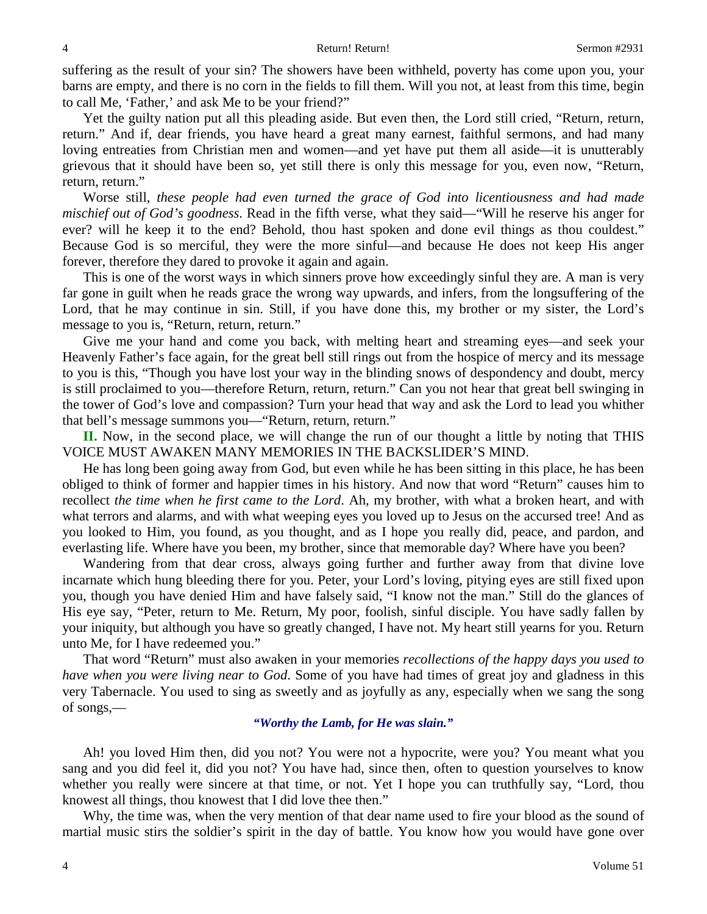suffering as the result of your sin? The showers have been withheld, poverty has come upon you, your barns are empty, and there is no corn in the fields to fill them. Will you not, at least from this time, begin to call Me, 'Father,' and ask Me to be your friend?"

Yet the guilty nation put all this pleading aside. But even then, the Lord still cried, "Return, return, return." And if, dear friends, you have heard a great many earnest, faithful sermons, and had many loving entreaties from Christian men and women—and yet have put them all aside—it is unutterably grievous that it should have been so, yet still there is only this message for you, even now, "Return, return, return."

Worse still, *these people had even turned the grace of God into licentiousness and had made mischief out of God's goodness*. Read in the fifth verse, what they said—"Will he reserve his anger for ever? will he keep it to the end? Behold, thou hast spoken and done evil things as thou couldest." Because God is so merciful, they were the more sinful—and because He does not keep His anger forever, therefore they dared to provoke it again and again.

This is one of the worst ways in which sinners prove how exceedingly sinful they are. A man is very far gone in guilt when he reads grace the wrong way upwards, and infers, from the longsuffering of the Lord, that he may continue in sin. Still, if you have done this, my brother or my sister, the Lord's message to you is, "Return, return, return."

Give me your hand and come you back, with melting heart and streaming eyes—and seek your Heavenly Father's face again, for the great bell still rings out from the hospice of mercy and its message to you is this, "Though you have lost your way in the blinding snows of despondency and doubt, mercy is still proclaimed to you—therefore Return, return, return." Can you not hear that great bell swinging in the tower of God's love and compassion? Turn your head that way and ask the Lord to lead you whither that bell's message summons you—"Return, return, return."

**II.** Now, in the second place, we will change the run of our thought a little by noting that THIS VOICE MUST AWAKEN MANY MEMORIES IN THE BACKSLIDER'S MIND.

He has long been going away from God, but even while he has been sitting in this place, he has been obliged to think of former and happier times in his history. And now that word "Return" causes him to recollect *the time when he first came to the Lord*. Ah, my brother, with what a broken heart, and with what terrors and alarms, and with what weeping eyes you loved up to Jesus on the accursed tree! And as you looked to Him, you found, as you thought, and as I hope you really did, peace, and pardon, and everlasting life. Where have you been, my brother, since that memorable day? Where have you been?

Wandering from that dear cross, always going further and further away from that divine love incarnate which hung bleeding there for you. Peter, your Lord's loving, pitying eyes are still fixed upon you, though you have denied Him and have falsely said, "I know not the man." Still do the glances of His eye say, "Peter, return to Me. Return, My poor, foolish, sinful disciple. You have sadly fallen by your iniquity, but although you have so greatly changed, I have not. My heart still yearns for you. Return unto Me, for I have redeemed you."

That word "Return" must also awaken in your memories *recollections of the happy days you used to have when you were living near to God*. Some of you have had times of great joy and gladness in this very Tabernacle. You used to sing as sweetly and as joyfully as any, especially when we sang the song of songs,—

***"Worthy the Lamb, for He was slain."***

Ah! you loved Him then, did you not? You were not a hypocrite, were you? You meant what you sang and you did feel it, did you not? You have had, since then, often to question yourselves to know whether you really were sincere at that time, or not. Yet I hope you can truthfully say, "Lord, thou knowest all things, thou knowest that I did love thee then."

Why, the time was, when the very mention of that dear name used to fire your blood as the sound of martial music stirs the soldier's spirit in the day of battle. You know how you would have gone over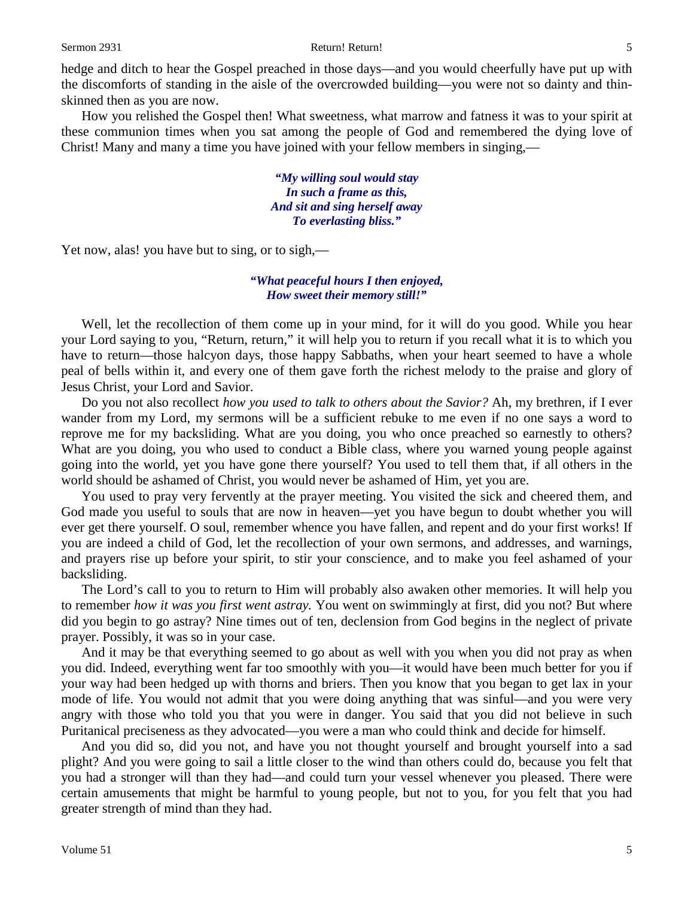hedge and ditch to hear the Gospel preached in those days—and you would cheerfully have put up with the discomforts of standing in the aisle of the overcrowded building—you were not so dainty and thin-skinned then as you are now.

How you relished the Gospel then! What sweetness, what marrow and fatness it was to your spirit at these communion times when you sat among the people of God and remembered the dying love of Christ! Many and many a time you have joined with your fellow members in singing,—

*"My willing soul would stay*
*In such a frame as this,*
*And sit and sing herself away*
*To everlasting bliss."*

Yet now, alas! you have but to sing, or to sigh,—

*"What peaceful hours I then enjoyed,*
*How sweet their memory still!"*

Well, let the recollection of them come up in your mind, for it will do you good. While you hear your Lord saying to you, "Return, return," it will help you to return if you recall what it is to which you have to return—those halcyon days, those happy Sabbaths, when your heart seemed to have a whole peal of bells within it, and every one of them gave forth the richest melody to the praise and glory of Jesus Christ, your Lord and Savior.

Do you not also recollect *how you used to talk to others about the Savior?* Ah, my brethren, if I ever wander from my Lord, my sermons will be a sufficient rebuke to me even if no one says a word to reprove me for my backsliding. What are you doing, you who once preached so earnestly to others? What are you doing, you who used to conduct a Bible class, where you warned young people against going into the world, yet you have gone there yourself? You used to tell them that, if all others in the world should be ashamed of Christ, you would never be ashamed of Him, yet you are.

You used to pray very fervently at the prayer meeting. You visited the sick and cheered them, and God made you useful to souls that are now in heaven—yet you have begun to doubt whether you will ever get there yourself. O soul, remember whence you have fallen, and repent and do your first works! If you are indeed a child of God, let the recollection of your own sermons, and addresses, and warnings, and prayers rise up before your spirit, to stir your conscience, and to make you feel ashamed of your backsliding.

The Lord's call to you to return to Him will probably also awaken other memories. It will help you to remember *how it was you first went astray.* You went on swimmingly at first, did you not? But where did you begin to go astray? Nine times out of ten, declension from God begins in the neglect of private prayer. Possibly, it was so in your case.

And it may be that everything seemed to go about as well with you when you did not pray as when you did. Indeed, everything went far too smoothly with you—it would have been much better for you if your way had been hedged up with thorns and briers. Then you know that you began to get lax in your mode of life. You would not admit that you were doing anything that was sinful—and you were very angry with those who told you that you were in danger. You said that you did not believe in such Puritanical preciseness as they advocated—you were a man who could think and decide for himself.

And you did so, did you not, and have you not thought yourself and brought yourself into a sad plight? And you were going to sail a little closer to the wind than others could do, because you felt that you had a stronger will than they had—and could turn your vessel whenever you pleased. There were certain amusements that might be harmful to young people, but not to you, for you felt that you had greater strength of mind than they had.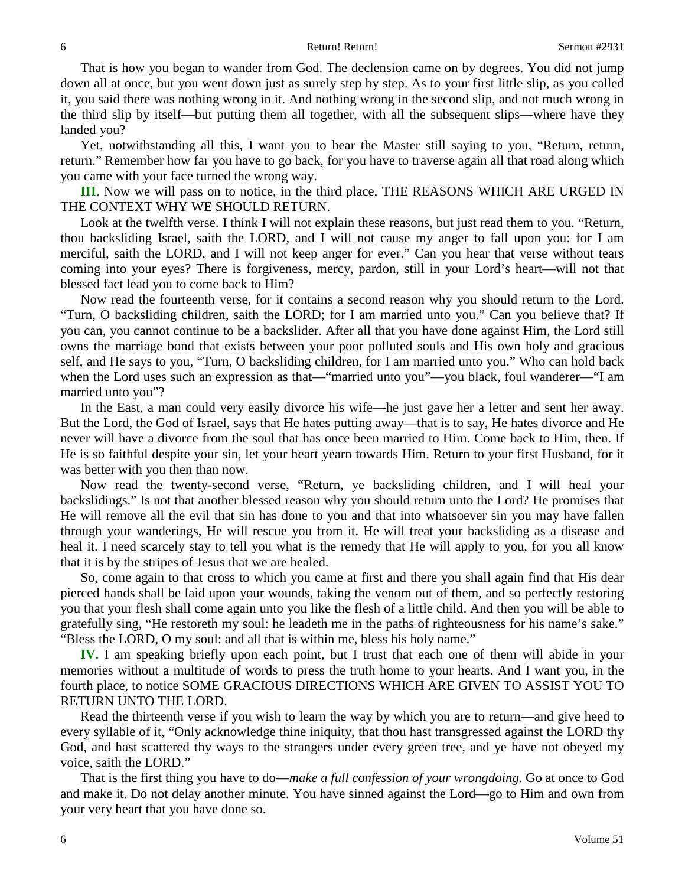That is how you began to wander from God. The declension came on by degrees. You did not jump down all at once, but you went down just as surely step by step. As to your first little slip, as you called it, you said there was nothing wrong in it. And nothing wrong in the second slip, and not much wrong in the third slip by itself—but putting them all together, with all the subsequent slips—where have they landed you?

Yet, notwithstanding all this, I want you to hear the Master still saying to you, "Return, return, return." Remember how far you have to go back, for you have to traverse again all that road along which you came with your face turned the wrong way.

**III.** Now we will pass on to notice, in the third place, THE REASONS WHICH ARE URGED IN THE CONTEXT WHY WE SHOULD RETURN.

Look at the twelfth verse. I think I will not explain these reasons, but just read them to you. "Return, thou backsliding Israel, saith the LORD, and I will not cause my anger to fall upon you: for I am merciful, saith the LORD, and I will not keep anger for ever." Can you hear that verse without tears coming into your eyes? There is forgiveness, mercy, pardon, still in your Lord's heart—will not that blessed fact lead you to come back to Him?

Now read the fourteenth verse, for it contains a second reason why you should return to the Lord. "Turn, O backsliding children, saith the LORD; for I am married unto you." Can you believe that? If you can, you cannot continue to be a backslider. After all that you have done against Him, the Lord still owns the marriage bond that exists between your poor polluted souls and His own holy and gracious self, and He says to you, "Turn, O backsliding children, for I am married unto you." Who can hold back when the Lord uses such an expression as that—"married unto you"—you black, foul wanderer—"I am married unto you"?

In the East, a man could very easily divorce his wife—he just gave her a letter and sent her away. But the Lord, the God of Israel, says that He hates putting away—that is to say, He hates divorce and He never will have a divorce from the soul that has once been married to Him. Come back to Him, then. If He is so faithful despite your sin, let your heart yearn towards Him. Return to your first Husband, for it was better with you then than now.

Now read the twenty-second verse, "Return, ye backsliding children, and I will heal your backslidings." Is not that another blessed reason why you should return unto the Lord? He promises that He will remove all the evil that sin has done to you and that into whatsoever sin you may have fallen through your wanderings, He will rescue you from it. He will treat your backsliding as a disease and heal it. I need scarcely stay to tell you what is the remedy that He will apply to you, for you all know that it is by the stripes of Jesus that we are healed.

So, come again to that cross to which you came at first and there you shall again find that His dear pierced hands shall be laid upon your wounds, taking the venom out of them, and so perfectly restoring you that your flesh shall come again unto you like the flesh of a little child. And then you will be able to gratefully sing, "He restoreth my soul: he leadeth me in the paths of righteousness for his name's sake." "Bless the LORD, O my soul: and all that is within me, bless his holy name."

**IV.** I am speaking briefly upon each point, but I trust that each one of them will abide in your memories without a multitude of words to press the truth home to your hearts. And I want you, in the fourth place, to notice SOME GRACIOUS DIRECTIONS WHICH ARE GIVEN TO ASSIST YOU TO RETURN UNTO THE LORD.

Read the thirteenth verse if you wish to learn the way by which you are to return—and give heed to every syllable of it, "Only acknowledge thine iniquity, that thou hast transgressed against the LORD thy God, and hast scattered thy ways to the strangers under every green tree, and ye have not obeyed my voice, saith the LORD."

That is the first thing you have to do—*make a full confession of your wrongdoing*. Go at once to God and make it. Do not delay another minute. You have sinned against the Lord—go to Him and own from your very heart that you have done so.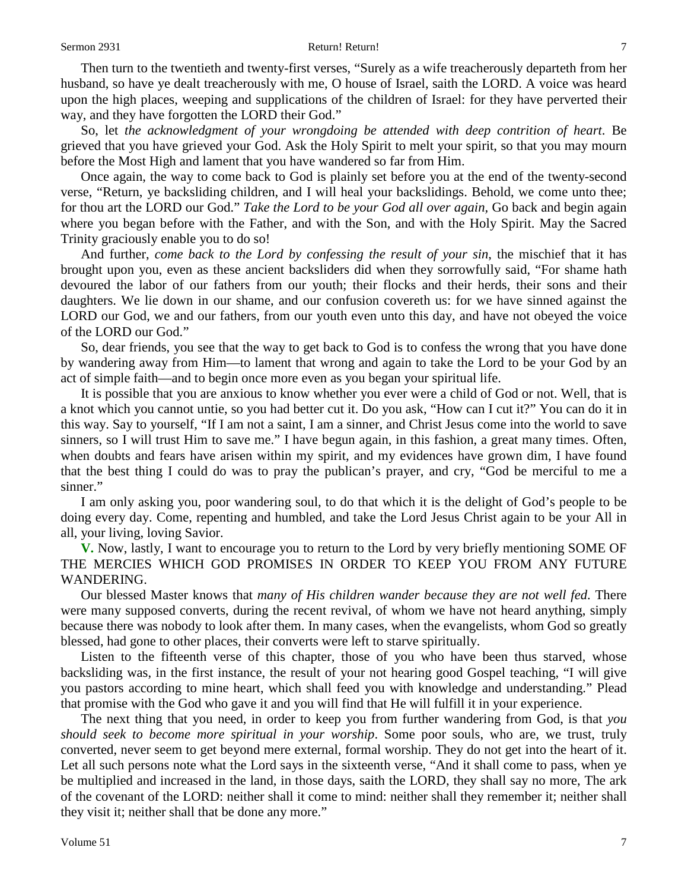Then turn to the twentieth and twenty-first verses, "Surely as a wife treacherously departeth from her husband, so have ye dealt treacherously with me, O house of Israel, saith the LORD. A voice was heard upon the high places, weeping and supplications of the children of Israel: for they have perverted their way, and they have forgotten the LORD their God."

So, let *the acknowledgment of your wrongdoing be attended with deep contrition of heart*. Be grieved that you have grieved your God. Ask the Holy Spirit to melt your spirit, so that you may mourn before the Most High and lament that you have wandered so far from Him.

Once again, the way to come back to God is plainly set before you at the end of the twenty-second verse, "Return, ye backsliding children, and I will heal your backslidings. Behold, we come unto thee; for thou art the LORD our God." *Take the Lord to be your God all over again,* Go back and begin again where you began before with the Father, and with the Son, and with the Holy Spirit. May the Sacred Trinity graciously enable you to do so!

And further, *come back to the Lord by confessing the result of your sin*, the mischief that it has brought upon you, even as these ancient backsliders did when they sorrowfully said, "For shame hath devoured the labor of our fathers from our youth; their flocks and their herds, their sons and their daughters. We lie down in our shame, and our confusion covereth us: for we have sinned against the LORD our God, we and our fathers, from our youth even unto this day, and have not obeyed the voice of the LORD our God."

So, dear friends, you see that the way to get back to God is to confess the wrong that you have done by wandering away from Him—to lament that wrong and again to take the Lord to be your God by an act of simple faith—and to begin once more even as you began your spiritual life.

It is possible that you are anxious to know whether you ever were a child of God or not. Well, that is a knot which you cannot untie, so you had better cut it. Do you ask, "How can I cut it?" You can do it in this way. Say to yourself, "If I am not a saint, I am a sinner, and Christ Jesus come into the world to save sinners, so I will trust Him to save me." I have begun again, in this fashion, a great many times. Often, when doubts and fears have arisen within my spirit, and my evidences have grown dim, I have found that the best thing I could do was to pray the publican's prayer, and cry, "God be merciful to me a sinner."

I am only asking you, poor wandering soul, to do that which it is the delight of God's people to be doing every day. Come, repenting and humbled, and take the Lord Jesus Christ again to be your All in all, your living, loving Savior.

**V.** Now, lastly, I want to encourage you to return to the Lord by very briefly mentioning SOME OF THE MERCIES WHICH GOD PROMISES IN ORDER TO KEEP YOU FROM ANY FUTURE WANDERING.

Our blessed Master knows that *many of His children wander because they are not well fed*. There were many supposed converts, during the recent revival, of whom we have not heard anything, simply because there was nobody to look after them. In many cases, when the evangelists, whom God so greatly blessed, had gone to other places, their converts were left to starve spiritually.

Listen to the fifteenth verse of this chapter, those of you who have been thus starved, whose backsliding was, in the first instance, the result of your not hearing good Gospel teaching, "I will give you pastors according to mine heart, which shall feed you with knowledge and understanding." Plead that promise with the God who gave it and you will find that He will fulfill it in your experience.

The next thing that you need, in order to keep you from further wandering from God, is that *you should seek to become more spiritual in your worship*. Some poor souls, who are, we trust, truly converted, never seem to get beyond mere external, formal worship. They do not get into the heart of it. Let all such persons note what the Lord says in the sixteenth verse, "And it shall come to pass, when ye be multiplied and increased in the land, in those days, saith the LORD, they shall say no more, The ark of the covenant of the LORD: neither shall it come to mind: neither shall they remember it; neither shall they visit it; neither shall that be done any more."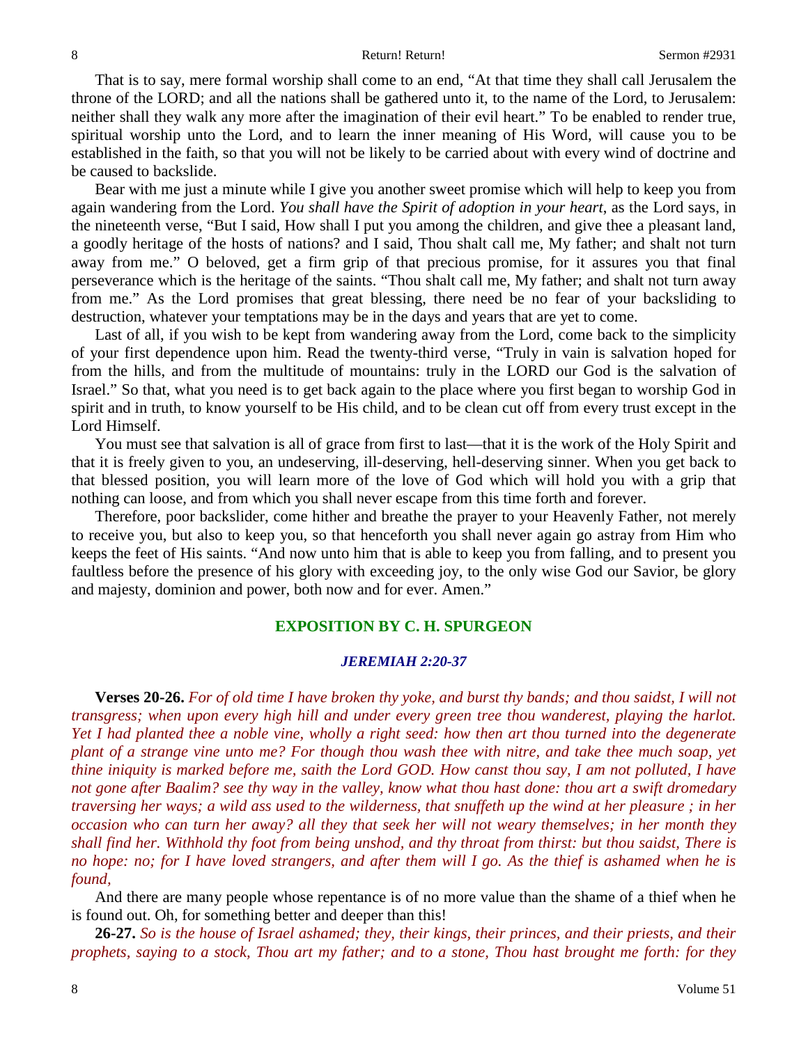That is to say, mere formal worship shall come to an end, "At that time they shall call Jerusalem the throne of the LORD; and all the nations shall be gathered unto it, to the name of the Lord, to Jerusalem: neither shall they walk any more after the imagination of their evil heart." To be enabled to render true, spiritual worship unto the Lord, and to learn the inner meaning of His Word, will cause you to be established in the faith, so that you will not be likely to be carried about with every wind of doctrine and be caused to backslide.

Bear with me just a minute while I give you another sweet promise which will help to keep you from again wandering from the Lord. *You shall have the Spirit of adoption in your heart,* as the Lord says, in the nineteenth verse, "But I said, How shall I put you among the children, and give thee a pleasant land, a goodly heritage of the hosts of nations? and I said, Thou shalt call me, My father; and shalt not turn away from me." O beloved, get a firm grip of that precious promise, for it assures you that final perseverance which is the heritage of the saints. "Thou shalt call me, My father; and shalt not turn away from me." As the Lord promises that great blessing, there need be no fear of your backsliding to destruction, whatever your temptations may be in the days and years that are yet to come.

Last of all, if you wish to be kept from wandering away from the Lord, come back to the simplicity of your first dependence upon him. Read the twenty-third verse, "Truly in vain is salvation hoped for from the hills, and from the multitude of mountains: truly in the LORD our God is the salvation of Israel." So that, what you need is to get back again to the place where you first began to worship God in spirit and in truth, to know yourself to be His child, and to be clean cut off from every trust except in the Lord Himself.

You must see that salvation is all of grace from first to last—that it is the work of the Holy Spirit and that it is freely given to you, an undeserving, ill-deserving, hell-deserving sinner. When you get back to that blessed position, you will learn more of the love of God which will hold you with a grip that nothing can loose, and from which you shall never escape from this time forth and forever.

Therefore, poor backslider, come hither and breathe the prayer to your Heavenly Father, not merely to receive you, but also to keep you, so that henceforth you shall never again go astray from Him who keeps the feet of His saints. "And now unto him that is able to keep you from falling, and to present you faultless before the presence of his glory with exceeding joy, to the only wise God our Savior, be glory and majesty, dominion and power, both now and for ever. Amen."

## EXPOSITION BY C. H. SPURGEON

### *JEREMIAH 2:20-37*

**Verses 20-26.** *For of old time I have broken thy yoke, and burst thy bands; and thou saidst, I will not transgress; when upon every high hill and under every green tree thou wanderest, playing the harlot. Yet I had planted thee a noble vine, wholly a right seed: how then art thou turned into the degenerate plant of a strange vine unto me? For though thou wash thee with nitre, and take thee much soap, yet thine iniquity is marked before me, saith the Lord GOD. How canst thou say, I am not polluted, I have not gone after Baalim? see thy way in the valley, know what thou hast done: thou art a swift dromedary traversing her ways; a wild ass used to the wilderness, that snuffeth up the wind at her pleasure ; in her occasion who can turn her away? all they that seek her will not weary themselves; in her month they shall find her. Withhold thy foot from being unshod, and thy throat from thirst: but thou saidst, There is no hope: no; for I have loved strangers, and after them will I go. As the thief is ashamed when he is found,*

And there are many people whose repentance is of no more value than the shame of a thief when he is found out. Oh, for something better and deeper than this!

**26-27.** *So is the house of Israel ashamed; they, their kings, their princes, and their priests, and their prophets, saying to a stock, Thou art my father; and to a stone, Thou hast brought me forth: for they*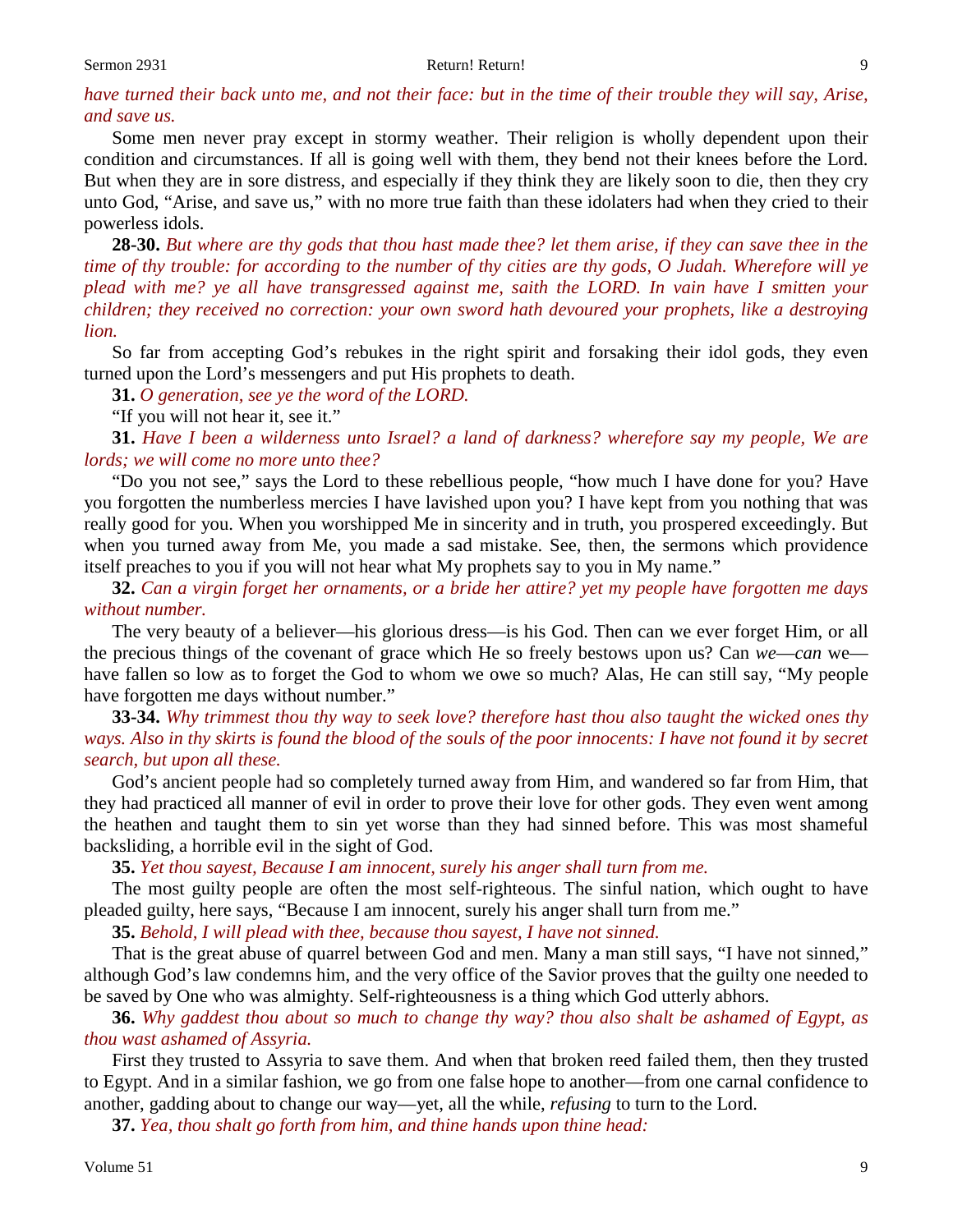*have turned their back unto me, and not their face: but in the time of their trouble they will say, Arise, and save us.*

Some men never pray except in stormy weather. Their religion is wholly dependent upon their condition and circumstances. If all is going well with them, they bend not their knees before the Lord. But when they are in sore distress, and especially if they think they are likely soon to die, then they cry unto God, "Arise, and save us," with no more true faith than these idolaters had when they cried to their powerless idols.

**28-30.** *But where are thy gods that thou hast made thee? let them arise, if they can save thee in the time of thy trouble: for according to the number of thy cities are thy gods, O Judah. Wherefore will ye plead with me? ye all have transgressed against me, saith the LORD. In vain have I smitten your children; they received no correction: your own sword hath devoured your prophets, like a destroying lion.*

So far from accepting God's rebukes in the right spirit and forsaking their idol gods, they even turned upon the Lord's messengers and put His prophets to death.

**31.** *O generation, see ye the word of the LORD.*

"If you will not hear it, see it."

**31.** *Have I been a wilderness unto Israel? a land of darkness? wherefore say my people, We are lords; we will come no more unto thee?*

"Do you not see," says the Lord to these rebellious people, "how much I have done for you? Have you forgotten the numberless mercies I have lavished upon you? I have kept from you nothing that was really good for you. When you worshipped Me in sincerity and in truth, you prospered exceedingly. But when you turned away from Me, you made a sad mistake. See, then, the sermons which providence itself preaches to you if you will not hear what My prophets say to you in My name."

**32.** *Can a virgin forget her ornaments, or a bride her attire? yet my people have forgotten me days without number.*

The very beauty of a believer—his glorious dress—is his God. Then can we ever forget Him, or all the precious things of the covenant of grace which He so freely bestows upon us? Can *we*—*can* we—have fallen so low as to forget the God to whom we owe so much? Alas, He can still say, "My people have forgotten me days without number."

**33-34.** *Why trimmest thou thy way to seek love? therefore hast thou also taught the wicked ones thy ways. Also in thy skirts is found the blood of the souls of the poor innocents: I have not found it by secret search, but upon all these.*

God's ancient people had so completely turned away from Him, and wandered so far from Him, that they had practiced all manner of evil in order to prove their love for other gods. They even went among the heathen and taught them to sin yet worse than they had sinned before. This was most shameful backsliding, a horrible evil in the sight of God.

**35.** *Yet thou sayest, Because I am innocent, surely his anger shall turn from me.*

The most guilty people are often the most self-righteous. The sinful nation, which ought to have pleaded guilty, here says, "Because I am innocent, surely his anger shall turn from me."

**35.** *Behold, I will plead with thee, because thou sayest, I have not sinned.*

That is the great abuse of quarrel between God and men. Many a man still says, "I have not sinned," although God's law condemns him, and the very office of the Savior proves that the guilty one needed to be saved by One who was almighty. Self-righteousness is a thing which God utterly abhors.

**36.** *Why gaddest thou about so much to change thy way? thou also shalt be ashamed of Egypt, as thou wast ashamed of Assyria.*

First they trusted to Assyria to save them. And when that broken reed failed them, then they trusted to Egypt. And in a similar fashion, we go from one false hope to another—from one carnal confidence to another, gadding about to change our way—yet, all the while, *refusing* to turn to the Lord.

**37.** *Yea, thou shalt go forth from him, and thine hands upon thine head:*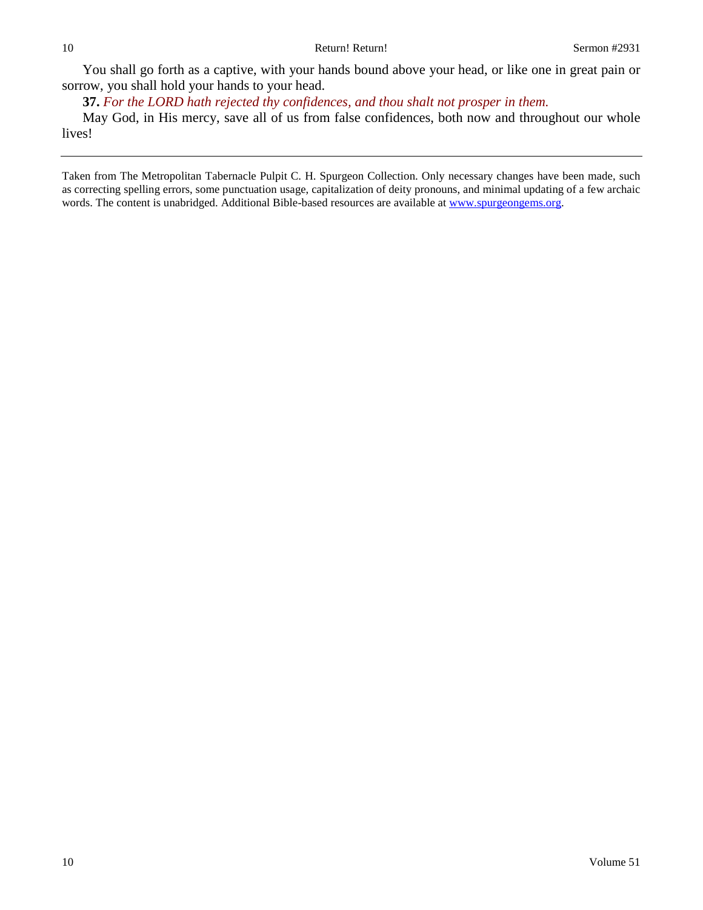You shall go forth as a captive, with your hands bound above your head, or like one in great pain or sorrow, you shall hold your hands to your head.

**37.** *For the LORD hath rejected thy confidences, and thou shalt not prosper in them.*

May God, in His mercy, save all of us from false confidences, both now and throughout our whole lives!

---

Taken from The Metropolitan Tabernacle Pulpit C. H. Spurgeon Collection. Only necessary changes have been made, such as correcting spelling errors, some punctuation usage, capitalization of deity pronouns, and minimal updating of a few archaic words. The content is unabridged. Additional Bible-based resources are available at [www.spurgeongems.org](http://www.spurgeongems.org).